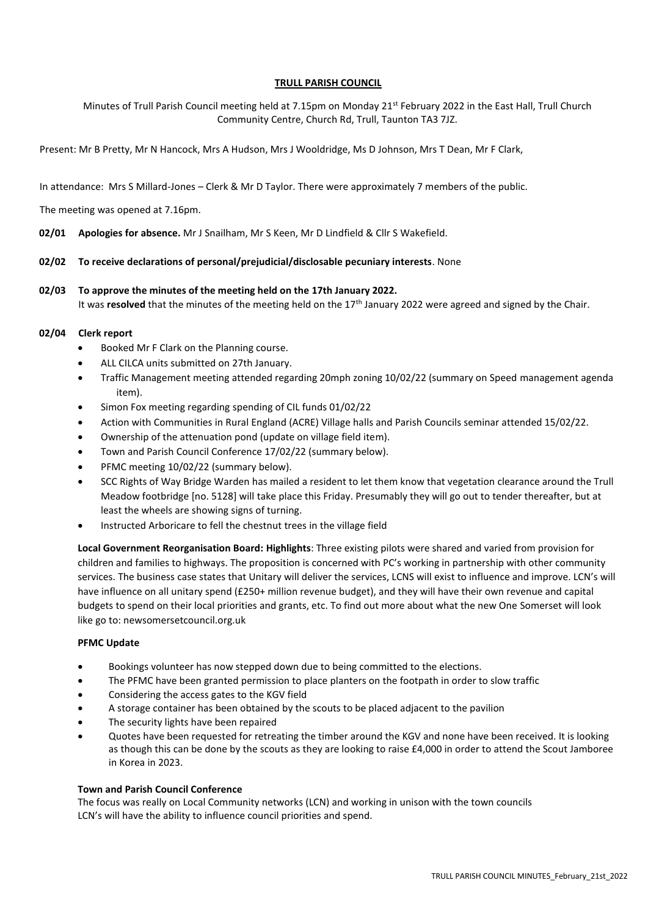# TRULL PARISH COUNCIL

Minutes of Trull Parish Council meeting held at 7.15pm on Monday 21st February 2022 in the East Hall, Trull Church Community Centre, Church Rd, Trull, Taunton TA3 7JZ.

Present: Mr B Pretty, Mr N Hancock, Mrs A Hudson, Mrs J Wooldridge, Ms D Johnson, Mrs T Dean, Mr F Clark,

In attendance: Mrs S Millard-Jones – Clerk & Mr D Taylor. There were approximately 7 members of the public.

The meeting was opened at 7.16pm.

**02/01 Apologies for absence.** Mr J Snailham, Mr S Keen, Mr D Lindfield & Cllr S Wakefield.

**02/02 To receive declarations of personal/prejudicial/disclosable pecuniary interests**. None

**02/03 To approve the minutes of the meeting held on the 17th January 2022.**

It was **resolved** that the minutes of the meeting held on the 17th January 2022 were agreed and signed by the Chair.

**02/04 Clerk report**

- Booked Mr F Clark on the Planning course.
- ALL CILCA units submitted on 27th January.
- Traffic Management meeting attended regarding 20mph zoning 10/02/22 (summary on Speed management agenda item).
- Simon Fox meeting regarding spending of CIL funds 01/02/22
- Action with Communities in Rural England (ACRE) Village halls and Parish Councils seminar attended 15/02/22.
- Ownership of the attenuation pond (update on village field item).
- Town and Parish Council Conference 17/02/22 (summary below).
- PFMC meeting 10/02/22 (summary below).
- SCC Rights of Way Bridge Warden has mailed a resident to let them know that vegetation clearance around the Trull Meadow footbridge [no. 5128] will take place this Friday. Presumably they will go out to tender thereafter, but at least the wheels are showing signs of turning.
- Instructed Arboricare to fell the chestnut trees in the village field

**Local Government Reorganisation Board: Highlights**: Three existing pilots were shared and varied from provision for children and families to highways. The proposition is concerned with PC's working in partnership with other community services. The business case states that Unitary will deliver the services, LCNS will exist to influence and improve. LCN's will have influence on all unitary spend (£250+ million revenue budget), and they will have their own revenue and capital budgets to spend on their local priorities and grants, etc. To find out more about what the new One Somerset will look like go to: newsomersetcouncil.org.uk

**PFMC Update**

- Bookings volunteer has now stepped down due to being committed to the elections.
- The PFMC have been granted permission to place planters on the footpath in order to slow traffic
- Considering the access gates to the KGV field
- A storage container has been obtained by the scouts to be placed adjacent to the pavilion
- The security lights have been repaired
- Quotes have been requested for retreating the timber around the KGV and none have been received. It is looking as though this can be done by the scouts as they are looking to raise £4,000 in order to attend the Scout Jamboree in Korea in 2023.

**Town and Parish Council Conference**

The focus was really on Local Community networks (LCN) and working in unison with the town councils
LCN's will have the ability to influence council priorities and spend.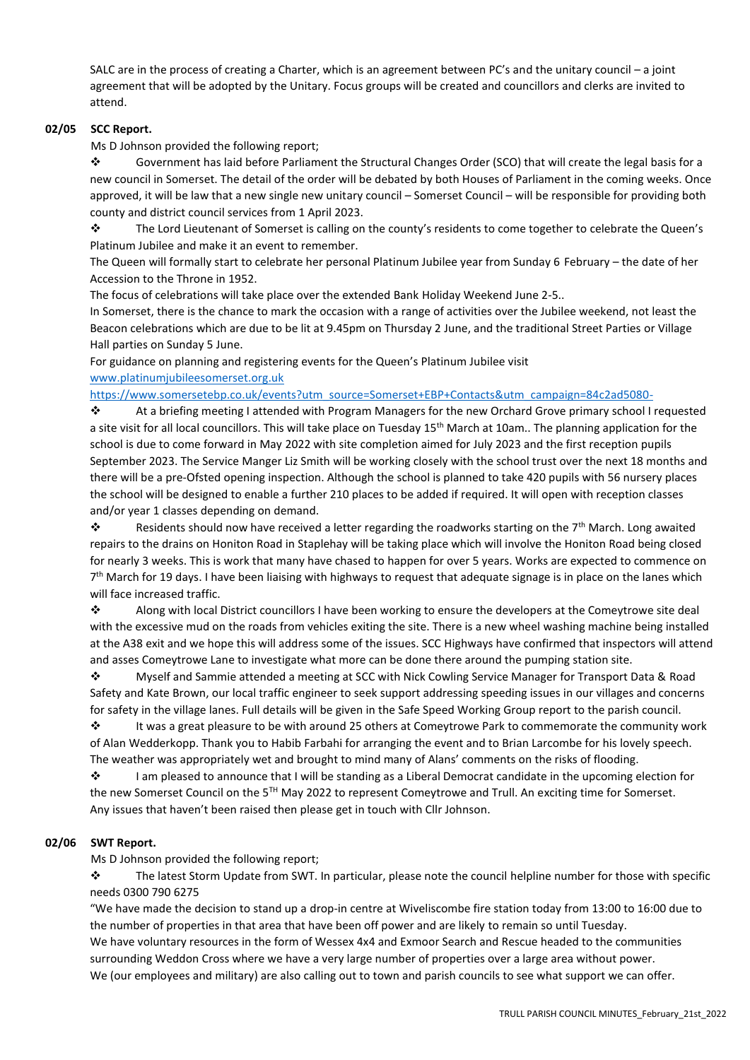SALC are in the process of creating a Charter, which is an agreement between PC's and the unitary council – a joint agreement that will be adopted by the Unitary. Focus groups will be created and councillors and clerks are invited to attend.

**02/05 SCC Report.**

Ms D Johnson provided the following report;

❖ Government has laid before Parliament the Structural Changes Order (SCO) that will create the legal basis for a new council in Somerset. The detail of the order will be debated by both Houses of Parliament in the coming weeks. Once approved, it will be law that a new single new unitary council – Somerset Council – will be responsible for providing both county and district council services from 1 April 2023.

❖ The Lord Lieutenant of Somerset is calling on the county's residents to come together to celebrate the Queen's Platinum Jubilee and make it an event to remember.

The Queen will formally start to celebrate her personal Platinum Jubilee year from Sunday 6 February – the date of her Accession to the Throne in 1952.

The focus of celebrations will take place over the extended Bank Holiday Weekend June 2-5..

In Somerset, there is the chance to mark the occasion with a range of activities over the Jubilee weekend, not least the Beacon celebrations which are due to be lit at 9.45pm on Thursday 2 June, and the traditional Street Parties or Village Hall parties on Sunday 5 June.

For guidance on planning and registering events for the Queen's Platinum Jubilee visit [www.platinumjubileesomerset.org.uk](www.platinumjubileesomerset.org.uk)

[https://www.somersetebp.co.uk/events?utm_source=Somerset+EBP+Contacts&utm_campaign=84c2ad5080-](https://www.somersetebp.co.uk/events?utm_source=Somerset+EBP+Contacts&utm_campaign=84c2ad5080-)

❖ At a briefing meeting I attended with Program Managers for the new Orchard Grove primary school I requested a site visit for all local councillors. This will take place on Tuesday 15th March at 10am.. The planning application for the school is due to come forward in May 2022 with site completion aimed for July 2023 and the first reception pupils September 2023. The Service Manger Liz Smith will be working closely with the school trust over the next 18 months and there will be a pre-Ofsted opening inspection. Although the school is planned to take 420 pupils with 56 nursery places the school will be designed to enable a further 210 places to be added if required. It will open with reception classes and/or year 1 classes depending on demand.

❖ Residents should now have received a letter regarding the roadworks starting on the 7th March. Long awaited repairs to the drains on Honiton Road in Staplehay will be taking place which will involve the Honiton Road being closed for nearly 3 weeks. This is work that many have chased to happen for over 5 years. Works are expected to commence on 7th March for 19 days. I have been liaising with highways to request that adequate signage is in place on the lanes which will face increased traffic.

❖ Along with local District councillors I have been working to ensure the developers at the Comeytrowe site deal with the excessive mud on the roads from vehicles exiting the site. There is a new wheel washing machine being installed at the A38 exit and we hope this will address some of the issues. SCC Highways have confirmed that inspectors will attend and asses Comeytrowe Lane to investigate what more can be done there around the pumping station site.

❖ Myself and Sammie attended a meeting at SCC with Nick Cowling Service Manager for Transport Data & Road Safety and Kate Brown, our local traffic engineer to seek support addressing speeding issues in our villages and concerns for safety in the village lanes. Full details will be given in the Safe Speed Working Group report to the parish council.

❖ It was a great pleasure to be with around 25 others at Comeytrowe Park to commemorate the community work of Alan Wedderkopp. Thank you to Habib Farbahi for arranging the event and to Brian Larcombe for his lovely speech. The weather was appropriately wet and brought to mind many of Alans' comments on the risks of flooding.

❖ I am pleased to announce that I will be standing as a Liberal Democrat candidate in the upcoming election for the new Somerset Council on the 5TH May 2022 to represent Comeytrowe and Trull. An exciting time for Somerset. Any issues that haven't been raised then please get in touch with Cllr Johnson.

**02/06 SWT Report.**

Ms D Johnson provided the following report;

❖ The latest Storm Update from SWT. In particular, please note the council helpline number for those with specific needs 0300 790 6275

"We have made the decision to stand up a drop-in centre at Wiveliscombe fire station today from 13:00 to 16:00 due to the number of properties in that area that have been off power and are likely to remain so until Tuesday.

We have voluntary resources in the form of Wessex 4x4 and Exmoor Search and Rescue headed to the communities surrounding Weddon Cross where we have a very large number of properties over a large area without power.

We (our employees and military) are also calling out to town and parish councils to see what support we can offer.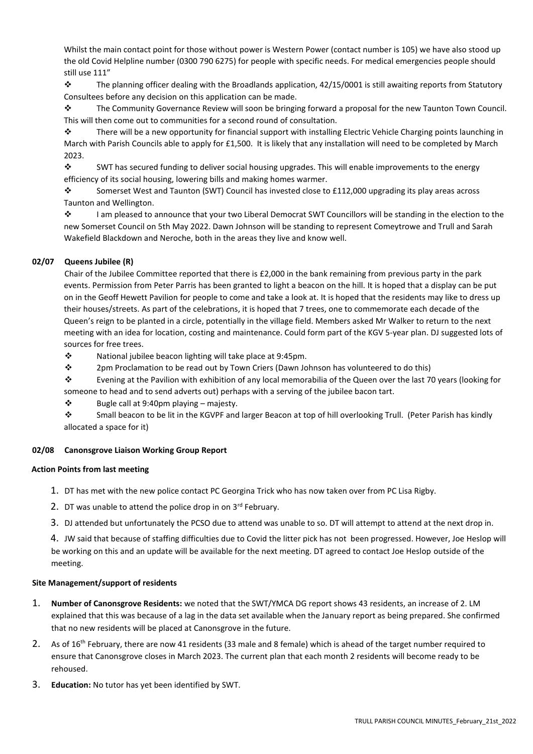Whilst the main contact point for those without power is Western Power (contact number is 105) we have also stood up the old Covid Helpline number (0300 790 6275) for people with specific needs. For medical emergencies people should still use 111"

- The planning officer dealing with the Broadlands application, 42/15/0001 is still awaiting reports from Statutory Consultees before any decision on this application can be made.
- The Community Governance Review will soon be bringing forward a proposal for the new Taunton Town Council. This will then come out to communities for a second round of consultation.
- There will be a new opportunity for financial support with installing Electric Vehicle Charging points launching in March with Parish Councils able to apply for £1,500. It is likely that any installation will need to be completed by March 2023.
- SWT has secured funding to deliver social housing upgrades. This will enable improvements to the energy efficiency of its social housing, lowering bills and making homes warmer.
- Somerset West and Taunton (SWT) Council has invested close to £112,000 upgrading its play areas across Taunton and Wellington.
- I am pleased to announce that your two Liberal Democrat SWT Councillors will be standing in the election to the new Somerset Council on 5th May 2022. Dawn Johnson will be standing to represent Comeytrowe and Trull and Sarah Wakefield Blackdown and Neroche, both in the areas they live and know well.

### 02/07 Queens Jubilee (R)

Chair of the Jubilee Committee reported that there is £2,000 in the bank remaining from previous party in the park events. Permission from Peter Parris has been granted to light a beacon on the hill. It is hoped that a display can be put on in the Geoff Hewett Pavilion for people to come and take a look at. It is hoped that the residents may like to dress up their houses/streets. As part of the celebrations, it is hoped that 7 trees, one to commemorate each decade of the Queen's reign to be planted in a circle, potentially in the village field. Members asked Mr Walker to return to the next meeting with an idea for location, costing and maintenance. Could form part of the KGV 5-year plan. DJ suggested lots of sources for free trees.

- National jubilee beacon lighting will take place at 9:45pm.
- 2pm Proclamation to be read out by Town Criers (Dawn Johnson has volunteered to do this)
- Evening at the Pavilion with exhibition of any local memorabilia of the Queen over the last 70 years (looking for someone to head and to send adverts out) perhaps with a serving of the jubilee bacon tart.
- Bugle call at 9:40pm playing – majesty.
- Small beacon to be lit in the KGVPF and larger Beacon at top of hill overlooking Trull. (Peter Parish has kindly allocated a space for it)

### 02/08 Canonsgrove Liaison Working Group Report

**Action Points from last meeting**

1. DT has met with the new police contact PC Georgina Trick who has now taken over from PC Lisa Rigby.
2. DT was unable to attend the police drop in on 3rd February.
3. DJ attended but unfortunately the PCSO due to attend was unable to so. DT will attempt to attend at the next drop in.
4. JW said that because of staffing difficulties due to Covid the litter pick has not been progressed. However, Joe Heslop will be working on this and an update will be available for the next meeting. DT agreed to contact Joe Heslop outside of the meeting.

**Site Management/support of residents**

1. **Number of Canonsgrove Residents:** we noted that the SWT/YMCA DG report shows 43 residents, an increase of 2. LM explained that this was because of a lag in the data set available when the January report as being prepared. She confirmed that no new residents will be placed at Canonsgrove in the future.
2. As of 16th February, there are now 41 residents (33 male and 8 female) which is ahead of the target number required to ensure that Canonsgrove closes in March 2023. The current plan that each month 2 residents will become ready to be rehoused.
3. **Education:** No tutor has yet been identified by SWT.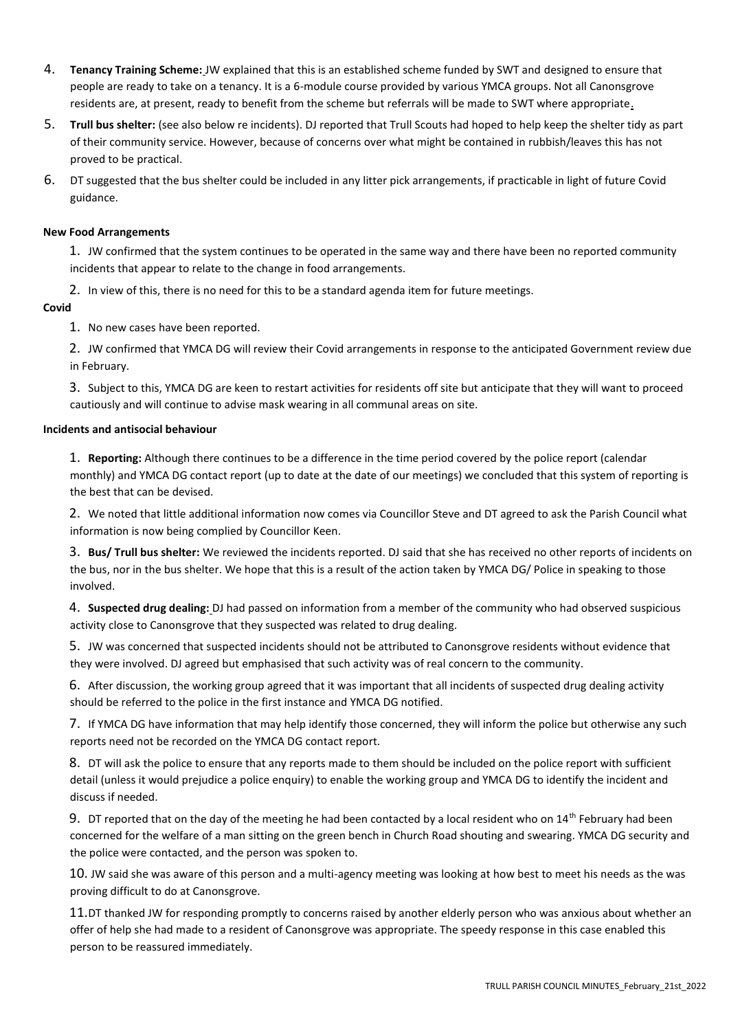4. **Tenancy Training Scheme:** JW explained that this is an established scheme funded by SWT and designed to ensure that people are ready to take on a tenancy. It is a 6-module course provided by various YMCA groups. Not all Canonsgrove residents are, at present, ready to benefit from the scheme but referrals will be made to SWT where appropriate.

5. **Trull bus shelter:** (see also below re incidents). DJ reported that Trull Scouts had hoped to help keep the shelter tidy as part of their community service. However, because of concerns over what might be contained in rubbish/leaves this has not proved to be practical.

6. DT suggested that the bus shelter could be included in any litter pick arrangements, if practicable in light of future Covid guidance.

**New Food Arrangements**

1. JW confirmed that the system continues to be operated in the same way and there have been no reported community incidents that appear to relate to the change in food arrangements.

2. In view of this, there is no need for this to be a standard agenda item for future meetings.

**Covid**

1. No new cases have been reported.

2. JW confirmed that YMCA DG will review their Covid arrangements in response to the anticipated Government review due in February.

3. Subject to this, YMCA DG are keen to restart activities for residents off site but anticipate that they will want to proceed cautiously and will continue to advise mask wearing in all communal areas on site.

**Incidents and antisocial behaviour**

1. **Reporting:** Although there continues to be a difference in the time period covered by the police report (calendar monthly) and YMCA DG contact report (up to date at the date of our meetings) we concluded that this system of reporting is the best that can be devised.

2. We noted that little additional information now comes via Councillor Steve and DT agreed to ask the Parish Council what information is now being complied by Councillor Keen.

3. **Bus/ Trull bus shelter:** We reviewed the incidents reported. DJ said that she has received no other reports of incidents on the bus, nor in the bus shelter. We hope that this is a result of the action taken by YMCA DG/ Police in speaking to those involved.

4. **Suspected drug dealing:** DJ had passed on information from a member of the community who had observed suspicious activity close to Canonsgrove that they suspected was related to drug dealing.

5. JW was concerned that suspected incidents should not be attributed to Canonsgrove residents without evidence that they were involved. DJ agreed but emphasised that such activity was of real concern to the community.

6. After discussion, the working group agreed that it was important that all incidents of suspected drug dealing activity should be referred to the police in the first instance and YMCA DG notified.

7. If YMCA DG have information that may help identify those concerned, they will inform the police but otherwise any such reports need not be recorded on the YMCA DG contact report.

8. DT will ask the police to ensure that any reports made to them should be included on the police report with sufficient detail (unless it would prejudice a police enquiry) to enable the working group and YMCA DG to identify the incident and discuss if needed.

9. DT reported that on the day of the meeting he had been contacted by a local resident who on 14th February had been concerned for the welfare of a man sitting on the green bench in Church Road shouting and swearing. YMCA DG security and the police were contacted, and the person was spoken to.

10. JW said she was aware of this person and a multi-agency meeting was looking at how best to meet his needs as the was proving difficult to do at Canonsgrove.

11. DT thanked JW for responding promptly to concerns raised by another elderly person who was anxious about whether an offer of help she had made to a resident of Canonsgrove was appropriate. The speedy response in this case enabled this person to be reassured immediately.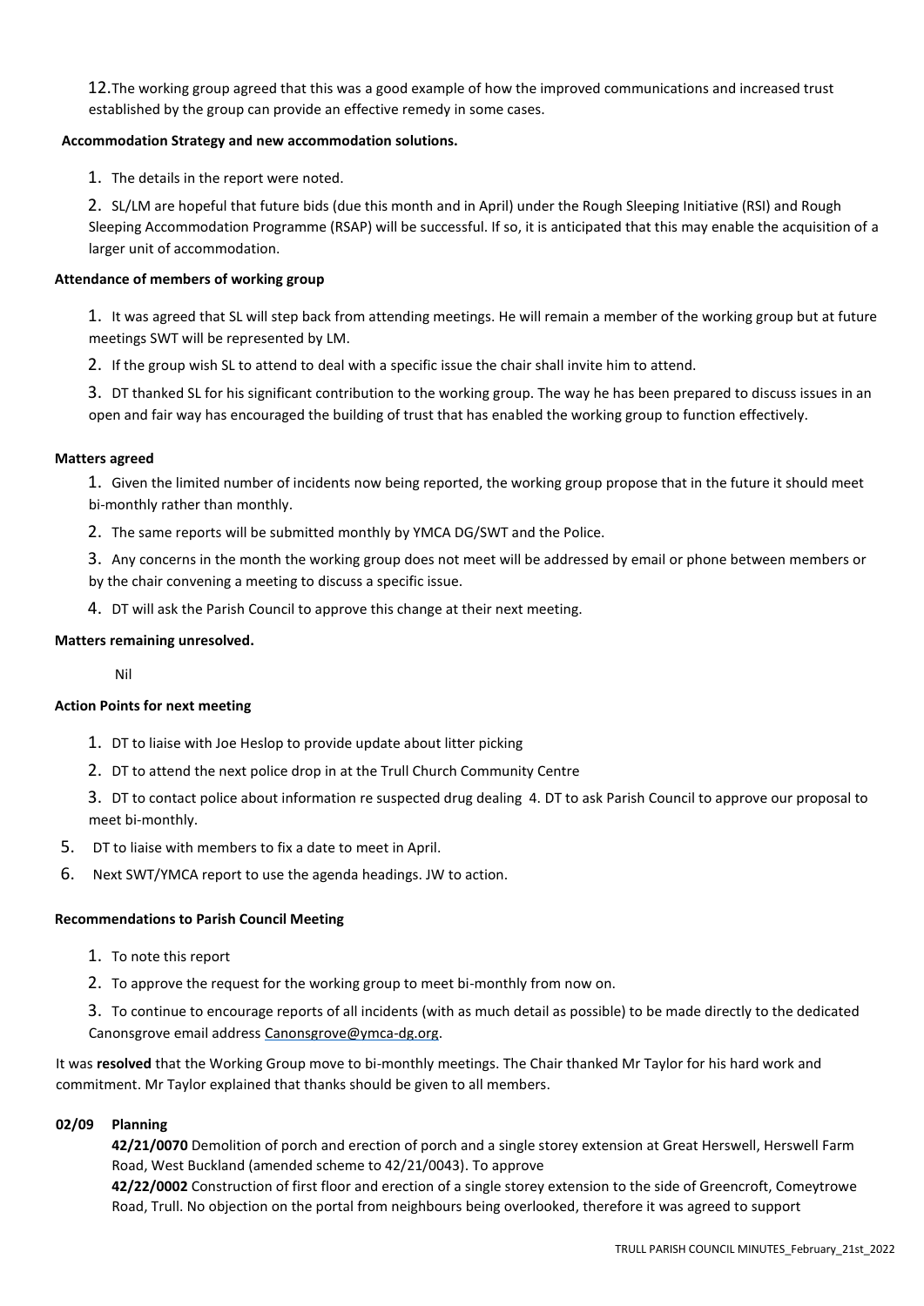12. The working group agreed that this was a good example of how the improved communications and increased trust established by the group can provide an effective remedy in some cases.

**Accommodation Strategy and new accommodation solutions.**

1. The details in the report were noted.
2. SL/LM are hopeful that future bids (due this month and in April) under the Rough Sleeping Initiative (RSI) and Rough Sleeping Accommodation Programme (RSAP) will be successful. If so, it is anticipated that this may enable the acquisition of a larger unit of accommodation.

**Attendance of members of working group**

1. It was agreed that SL will step back from attending meetings. He will remain a member of the working group but at future meetings SWT will be represented by LM.
2. If the group wish SL to attend to deal with a specific issue the chair shall invite him to attend.
3. DT thanked SL for his significant contribution to the working group. The way he has been prepared to discuss issues in an open and fair way has encouraged the building of trust that has enabled the working group to function effectively.

**Matters agreed**

1. Given the limited number of incidents now being reported, the working group propose that in the future it should meet bi-monthly rather than monthly.
2. The same reports will be submitted monthly by YMCA DG/SWT and the Police.
3. Any concerns in the month the working group does not meet will be addressed by email or phone between members or by the chair convening a meeting to discuss a specific issue.
4. DT will ask the Parish Council to approve this change at their next meeting.

**Matters remaining unresolved.**

Nil

**Action Points for next meeting**

1. DT to liaise with Joe Heslop to provide update about litter picking
2. DT to attend the next police drop in at the Trull Church Community Centre
3. DT to contact police about information re suspected drug dealing 4. DT to ask Parish Council to approve our proposal to meet bi-monthly.
5. DT to liaise with members to fix a date to meet in April.
6. Next SWT/YMCA report to use the agenda headings. JW to action.

**Recommendations to Parish Council Meeting**

1. To note this report
2. To approve the request for the working group to meet bi-monthly from now on.
3. To continue to encourage reports of all incidents (with as much detail as possible) to be made directly to the dedicated Canonsgrove email address Canonsgrove@ymca-dg.org.

It was **resolved** that the Working Group move to bi-monthly meetings. The Chair thanked Mr Taylor for his hard work and commitment. Mr Taylor explained that thanks should be given to all members.

**02/09 Planning**

**42/21/0070** Demolition of porch and erection of porch and a single storey extension at Great Herswell, Herswell Farm Road, West Buckland (amended scheme to 42/21/0043). To approve

**42/22/0002** Construction of first floor and erection of a single storey extension to the side of Greencroft, Comeytrowe Road, Trull. No objection on the portal from neighbours being overlooked, therefore it was agreed to support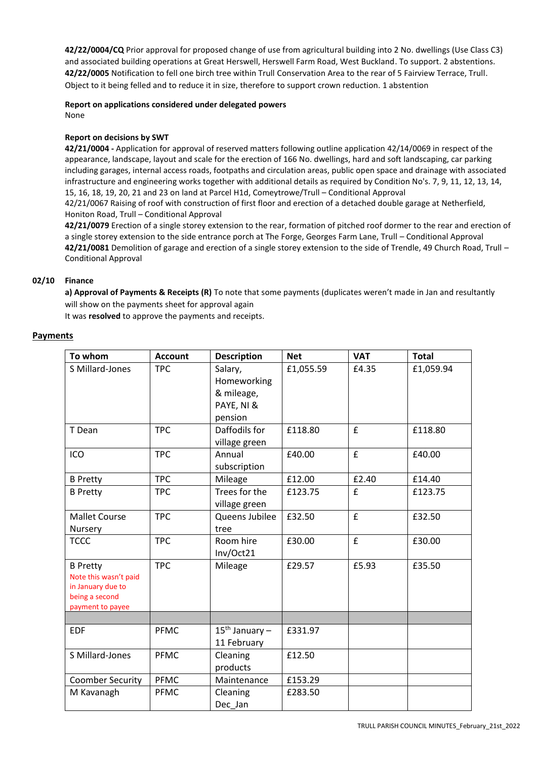**42/22/0004/CQ** Prior approval for proposed change of use from agricultural building into 2 No. dwellings (Use Class C3) and associated building operations at Great Herswell, Herswell Farm Road, West Buckland. To support. 2 abstentions.
**42/22/0005** Notification to fell one birch tree within Trull Conservation Area to the rear of 5 Fairview Terrace, Trull. Object to it being felled and to reduce it in size, therefore to support crown reduction. 1 abstention

**Report on applications considered under delegated powers**
None

**Report on decisions by SWT**
**42/21/0004 -** Application for approval of reserved matters following outline application 42/14/0069 in respect of the appearance, landscape, layout and scale for the erection of 166 No. dwellings, hard and soft landscaping, car parking including garages, internal access roads, footpaths and circulation areas, public open space and drainage with associated infrastructure and engineering works together with additional details as required by Condition No's. 7, 9, 11, 12, 13, 14, 15, 16, 18, 19, 20, 21 and 23 on land at Parcel H1d, Comeytrowe/Trull – Conditional Approval
42/21/0067 Raising of roof with construction of first floor and erection of a detached double garage at Netherfield, Honiton Road, Trull – Conditional Approval
**42/21/0079** Erection of a single storey extension to the rear, formation of pitched roof dormer to the rear and erection of a single storey extension to the side entrance porch at The Forge, Georges Farm Lane, Trull – Conditional Approval
**42/21/0081** Demolition of garage and erection of a single storey extension to the side of Trendle, 49 Church Road, Trull – Conditional Approval

**02/10 Finance**
**a) Approval of Payments & Receipts (R)** To note that some payments (duplicates weren't made in Jan and resultantly will show on the payments sheet for approval again
It was **resolved** to approve the payments and receipts.

**Payments**

| To whom | Account | Description | Net | VAT | Total |
|---|---|---|---|---|---|
| S Millard-Jones | TPC | Salary, Homeworking & mileage, PAYE, NI & pension | £1,055.59 | £4.35 | £1,059.94 |
| T Dean | TPC | Daffodils for village green | £118.80 | £ | £118.80 |
| ICO | TPC | Annual subscription | £40.00 | £ | £40.00 |
| B Pretty | TPC | Mileage | £12.00 | £2.40 | £14.40 |
| B Pretty | TPC | Trees for the village green | £123.75 | £ | £123.75 |
| Mallet Course Nursery | TPC | Queens Jubilee tree | £32.50 | £ | £32.50 |
| TCCC | TPC | Room hire Inv/Oct21 | £30.00 | £ | £30.00 |
| B Pretty Note this wasn't paid in January due to being a second payment to payee | TPC | Mileage | £29.57 | £5.93 | £35.50 |
| | | | | | |
| EDF | PFMC | 15th January – 11 February | £331.97 | | |
| S Millard-Jones | PFMC | Cleaning products | £12.50 | | |
| Coomber Security | PFMC | Maintenance | £153.29 | | |
| M Kavanagh | PFMC | Cleaning Dec_Jan | £283.50 | | |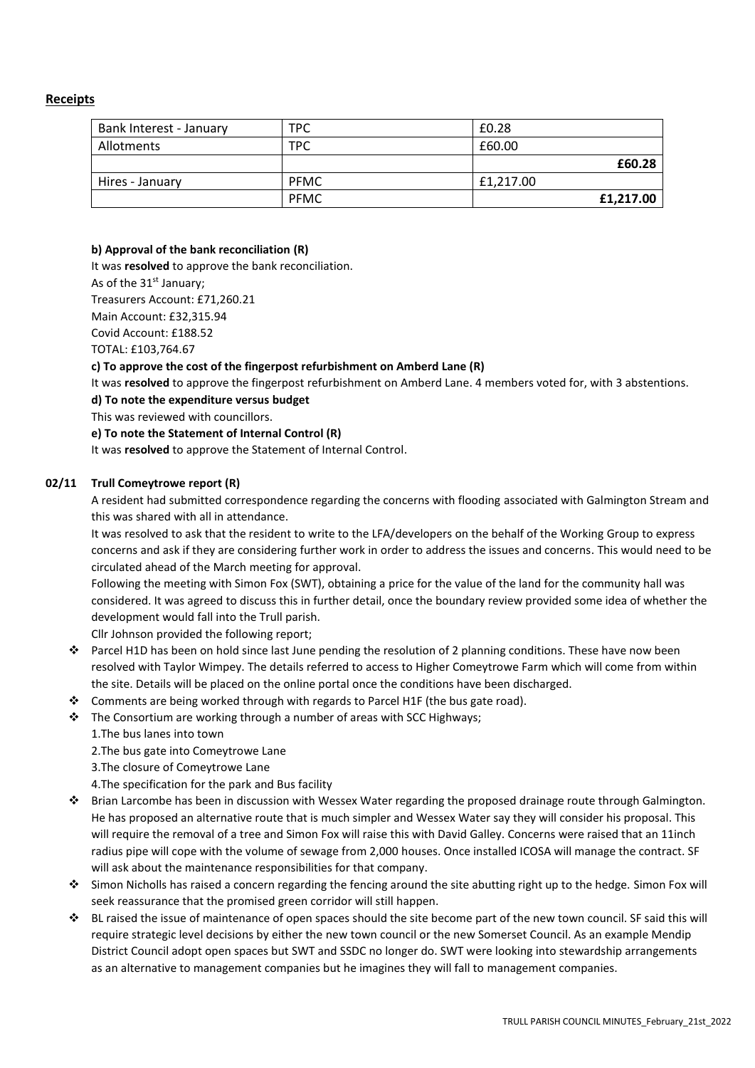**Receipts**

| Bank Interest - January | TPC | £0.28 |
|---|---|---|
| Allotments | TPC | £60.00 |
| | | **£60.28** |
| Hires - January | PFMC | £1,217.00 |
| | PFMC | **£1,217.00** |

**b) Approval of the bank reconciliation (R)**

It was **resolved** to approve the bank reconciliation.

As of the 31st January;

Treasurers Account: £71,260.21

Main Account: £32,315.94

Covid Account: £188.52

TOTAL: £103,764.67

**c) To approve the cost of the fingerpost refurbishment on Amberd Lane (R)**

It was **resolved** to approve the fingerpost refurbishment on Amberd Lane. 4 members voted for, with 3 abstentions.

**d) To note the expenditure versus budget**

This was reviewed with councillors.

**e) To note the Statement of Internal Control (R)**

It was **resolved** to approve the Statement of Internal Control.

**02/11 Trull Comeytrowe report (R)**

A resident had submitted correspondence regarding the concerns with flooding associated with Galmington Stream and this was shared with all in attendance.

It was resolved to ask that the resident to write to the LFA/developers on the behalf of the Working Group to express concerns and ask if they are considering further work in order to address the issues and concerns. This would need to be circulated ahead of the March meeting for approval.

Following the meeting with Simon Fox (SWT), obtaining a price for the value of the land for the community hall was considered. It was agreed to discuss this in further detail, once the boundary review provided some idea of whether the development would fall into the Trull parish.

Cllr Johnson provided the following report;

- Parcel H1D has been on hold since last June pending the resolution of 2 planning conditions. These have now been resolved with Taylor Wimpey. The details referred to access to Higher Comeytrowe Farm which will come from within the site. Details will be placed on the online portal once the conditions have been discharged.
- Comments are being worked through with regards to Parcel H1F (the bus gate road).
- The Consortium are working through a number of areas with SCC Highways;
  1. The bus lanes into town
  2. The bus gate into Comeytrowe Lane
  3. The closure of Comeytrowe Lane
  4. The specification for the park and Bus facility
- Brian Larcombe has been in discussion with Wessex Water regarding the proposed drainage route through Galmington. He has proposed an alternative route that is much simpler and Wessex Water say they will consider his proposal. This will require the removal of a tree and Simon Fox will raise this with David Galley. Concerns were raised that an 11inch radius pipe will cope with the volume of sewage from 2,000 houses. Once installed ICOSA will manage the contract. SF will ask about the maintenance responsibilities for that company.
- Simon Nicholls has raised a concern regarding the fencing around the site abutting right up to the hedge. Simon Fox will seek reassurance that the promised green corridor will still happen.
- BL raised the issue of maintenance of open spaces should the site become part of the new town council. SF said this will require strategic level decisions by either the new town council or the new Somerset Council. As an example Mendip District Council adopt open spaces but SWT and SSDC no longer do. SWT were looking into stewardship arrangements as an alternative to management companies but he imagines they will fall to management companies.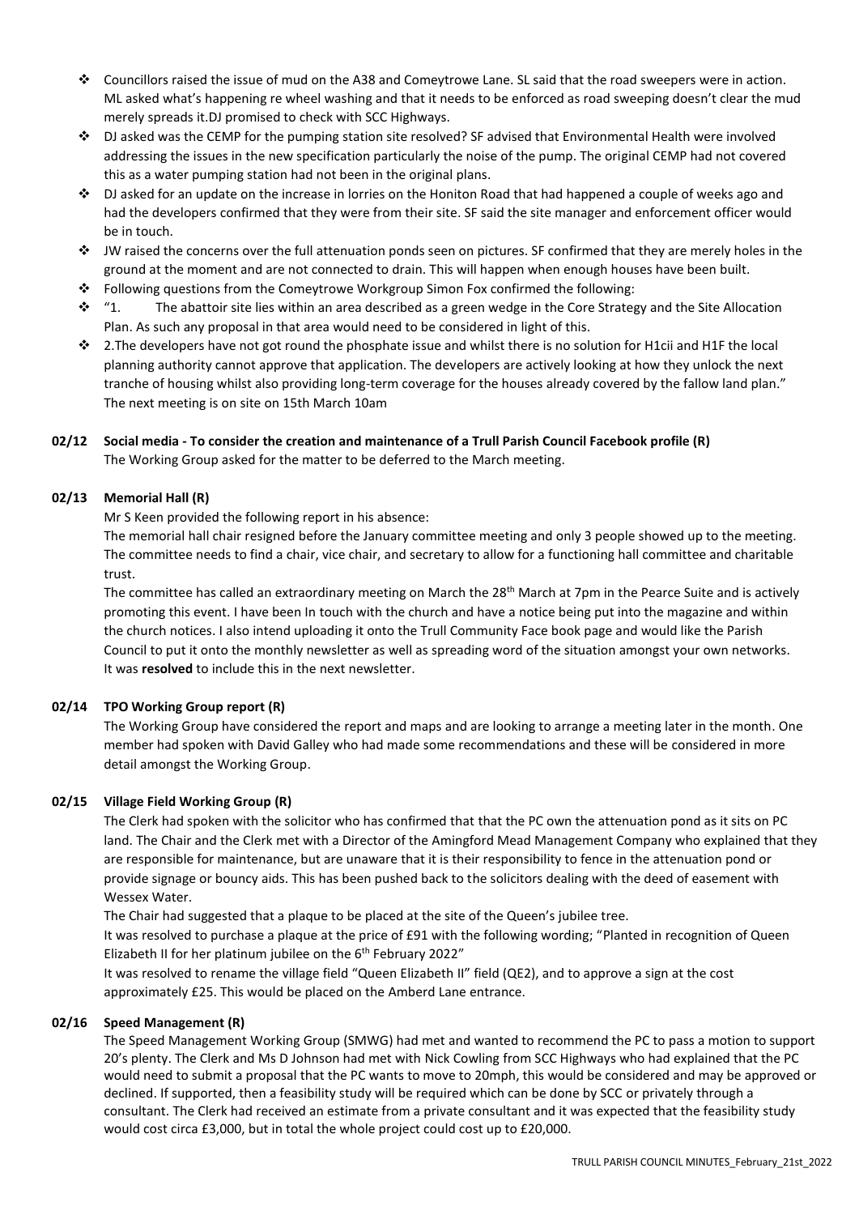- Councillors raised the issue of mud on the A38 and Comeytrowe Lane. SL said that the road sweepers were in action. ML asked what's happening re wheel washing and that it needs to be enforced as road sweeping doesn't clear the mud merely spreads it.DJ promised to check with SCC Highways.
- DJ asked was the CEMP for the pumping station site resolved? SF advised that Environmental Health were involved addressing the issues in the new specification particularly the noise of the pump. The original CEMP had not covered this as a water pumping station had not been in the original plans.
- DJ asked for an update on the increase in lorries on the Honiton Road that had happened a couple of weeks ago and had the developers confirmed that they were from their site. SF said the site manager and enforcement officer would be in touch.
- JW raised the concerns over the full attenuation ponds seen on pictures. SF confirmed that they are merely holes in the ground at the moment and are not connected to drain. This will happen when enough houses have been built.
- Following questions from the Comeytrowe Workgroup Simon Fox confirmed the following:
- "1. The abattoir site lies within an area described as a green wedge in the Core Strategy and the Site Allocation Plan. As such any proposal in that area would need to be considered in light of this.
- 2.The developers have not got round the phosphate issue and whilst there is no solution for H1cii and H1F the local planning authority cannot approve that application. The developers are actively looking at how they unlock the next tranche of housing whilst also providing long-term coverage for the houses already covered by the fallow land plan." The next meeting is on site on 15th March 10am

**02/12 Social media - To consider the creation and maintenance of a Trull Parish Council Facebook profile (R)**

The Working Group asked for the matter to be deferred to the March meeting.

**02/13 Memorial Hall (R)**

Mr S Keen provided the following report in his absence:

The memorial hall chair resigned before the January committee meeting and only 3 people showed up to the meeting. The committee needs to find a chair, vice chair, and secretary to allow for a functioning hall committee and charitable trust.

The committee has called an extraordinary meeting on March the 28th March at 7pm in the Pearce Suite and is actively promoting this event. I have been In touch with the church and have a notice being put into the magazine and within the church notices. I also intend uploading it onto the Trull Community Face book page and would like the Parish Council to put it onto the monthly newsletter as well as spreading word of the situation amongst your own networks.

It was **resolved** to include this in the next newsletter.

**02/14 TPO Working Group report (R)**

The Working Group have considered the report and maps and are looking to arrange a meeting later in the month. One member had spoken with David Galley who had made some recommendations and these will be considered in more detail amongst the Working Group.

**02/15 Village Field Working Group (R)**

The Clerk had spoken with the solicitor who has confirmed that that the PC own the attenuation pond as it sits on PC land. The Chair and the Clerk met with a Director of the Amingford Mead Management Company who explained that they are responsible for maintenance, but are unaware that it is their responsibility to fence in the attenuation pond or provide signage or bouncy aids. This has been pushed back to the solicitors dealing with the deed of easement with Wessex Water.

The Chair had suggested that a plaque to be placed at the site of the Queen's jubilee tree.

It was resolved to purchase a plaque at the price of £91 with the following wording; "Planted in recognition of Queen Elizabeth II for her platinum jubilee on the 6th February 2022"

It was resolved to rename the village field "Queen Elizabeth II" field (QE2), and to approve a sign at the cost approximately £25. This would be placed on the Amberd Lane entrance.

**02/16 Speed Management (R)**

The Speed Management Working Group (SMWG) had met and wanted to recommend the PC to pass a motion to support 20's plenty. The Clerk and Ms D Johnson had met with Nick Cowling from SCC Highways who had explained that the PC would need to submit a proposal that the PC wants to move to 20mph, this would be considered and may be approved or declined. If supported, then a feasibility study will be required which can be done by SCC or privately through a consultant. The Clerk had received an estimate from a private consultant and it was expected that the feasibility study would cost circa £3,000, but in total the whole project could cost up to £20,000.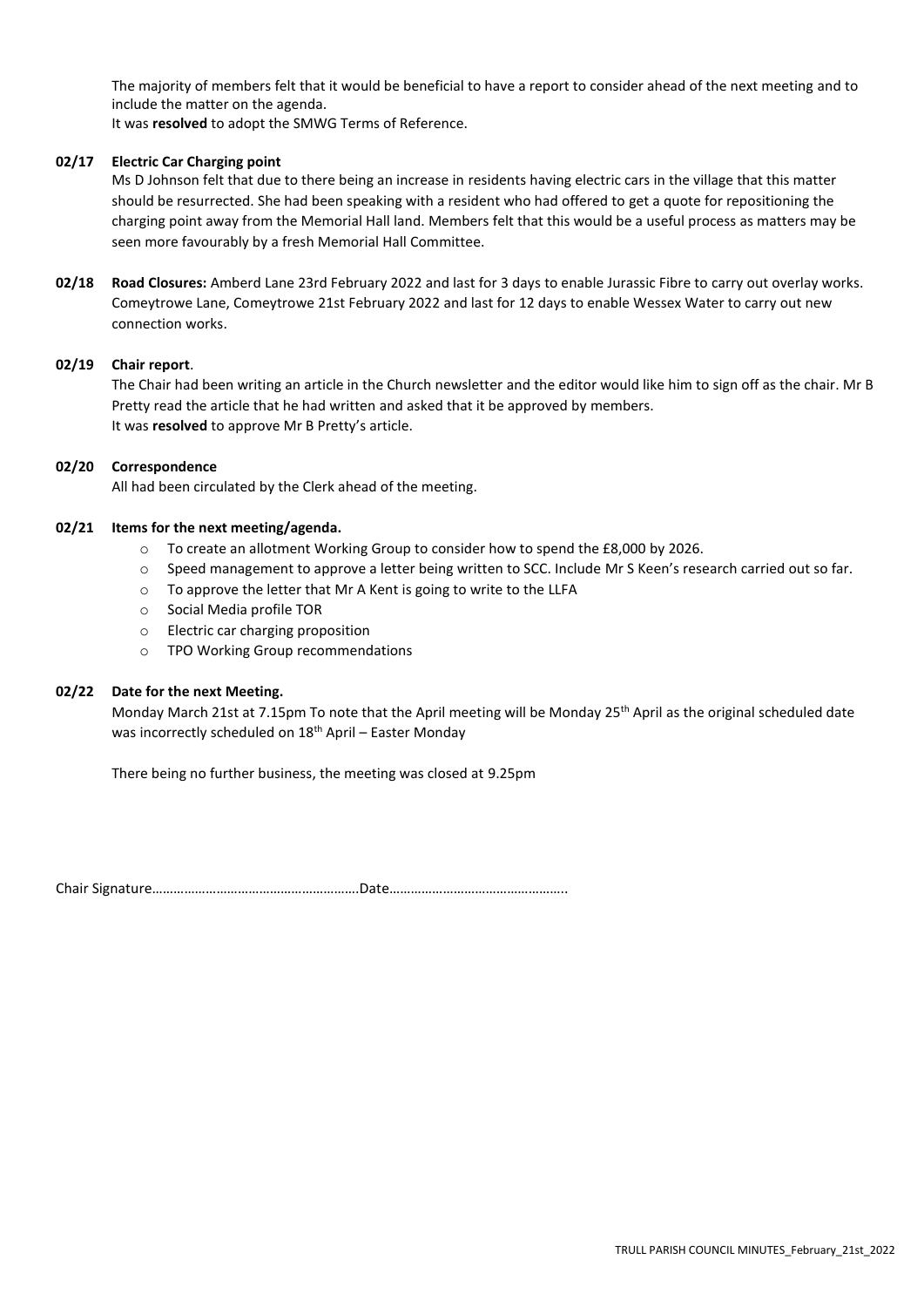The majority of members felt that it would be beneficial to have a report to consider ahead of the next meeting and to include the matter on the agenda.
It was **resolved** to adopt the SMWG Terms of Reference.

**02/17 Electric Car Charging point**

Ms D Johnson felt that due to there being an increase in residents having electric cars in the village that this matter should be resurrected. She had been speaking with a resident who had offered to get a quote for repositioning the charging point away from the Memorial Hall land. Members felt that this would be a useful process as matters may be seen more favourably by a fresh Memorial Hall Committee.

**02/18 Road Closures:** Amberd Lane 23rd February 2022 and last for 3 days to enable Jurassic Fibre to carry out overlay works. Comeytrowe Lane, Comeytrowe 21st February 2022 and last for 12 days to enable Wessex Water to carry out new connection works.

**02/19 Chair report**.

The Chair had been writing an article in the Church newsletter and the editor would like him to sign off as the chair. Mr B Pretty read the article that he had written and asked that it be approved by members.
It was **resolved** to approve Mr B Pretty's article.

**02/20 Correspondence**

All had been circulated by the Clerk ahead of the meeting.

**02/21 Items for the next meeting/agenda.**

- To create an allotment Working Group to consider how to spend the £8,000 by 2026.
- Speed management to approve a letter being written to SCC. Include Mr S Keen's research carried out so far.
- To approve the letter that Mr A Kent is going to write to the LLFA
- Social Media profile TOR
- Electric car charging proposition
- TPO Working Group recommendations

**02/22 Date for the next Meeting.**

Monday March 21st at 7.15pm To note that the April meeting will be Monday 25th April as the original scheduled date was incorrectly scheduled on 18th April – Easter Monday

There being no further business, the meeting was closed at 9.25pm

Chair Signature…………………………………………………Date…………………………………………..